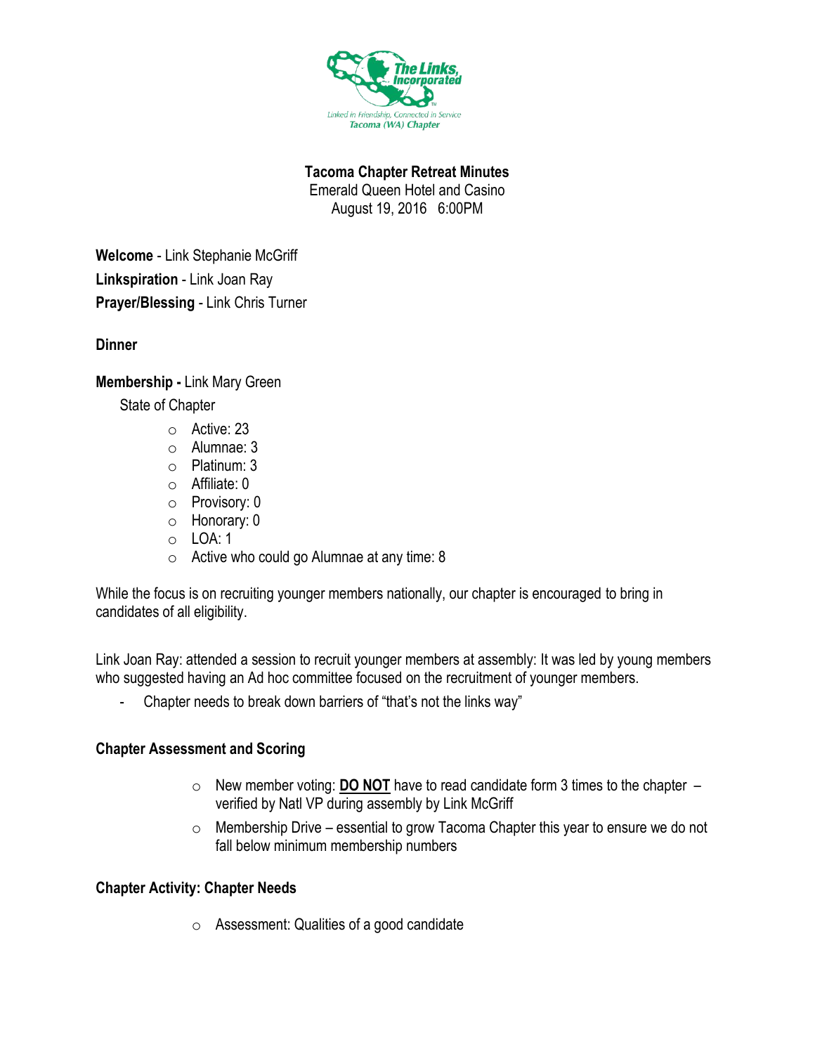The Links, Incorporated

Linked in Friendship, Connected in Service

Tacoma (WA) Chapter

**Tacoma Chapter Retreat Minutes**

Emerald Queen Hotel and Casino

August 19, 2016 6:00PM

**Welcome** - Link Stephanie McGriff

**Linkspiration** - Link Joan Ray

**Prayer/Blessing** - Link Chris Turner

**Dinner**

**Membership -** Link Mary Green

State of Chapter

- Active: 23
- Alumnae: 3
- Platinum: 3
- Affiliate: 0
- Provisory: 0
- Honorary: 0
- LOA: 1
- Active who could go Alumnae at any time: 8

While the focus is on recruiting younger members nationally, our chapter is encouraged to bring in candidates of all eligibility.

Link Joan Ray: attended a session to recruit younger members at assembly: It was led by young members who suggested having an Ad hoc committee focused on the recruitment of younger members.

- Chapter needs to break down barriers of "that's not the links way"

**Chapter Assessment and Scoring**

- New member voting: **DO NOT** have to read candidate form 3 times to the chapter – verified by Natl VP during assembly by Link McGriff
- Membership Drive – essential to grow Tacoma Chapter this year to ensure we do not fall below minimum membership numbers

**Chapter Activity: Chapter Needs**

- Assessment: Qualities of a good candidate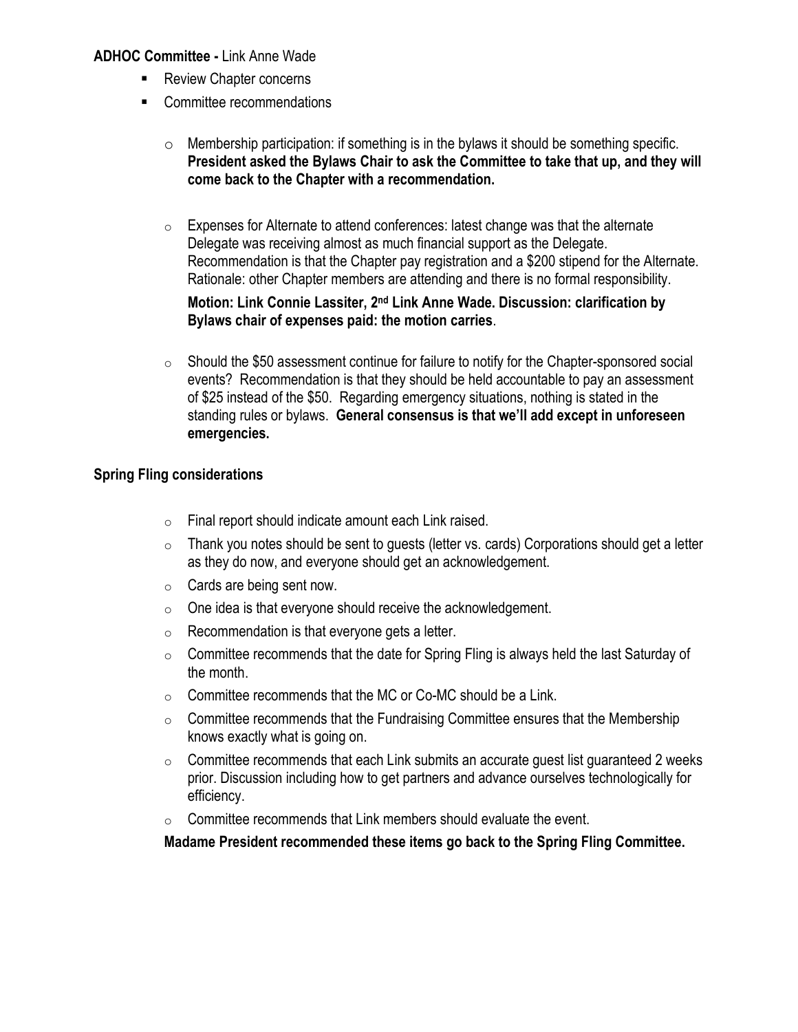**ADHOC Committee -** Link Anne Wade

- Review Chapter concerns
- Committee recommendations
  - Membership participation: if something is in the bylaws it should be something specific. **President asked the Bylaws Chair to ask the Committee to take that up, and they will come back to the Chapter with a recommendation.**
  - Expenses for Alternate to attend conferences: latest change was that the alternate Delegate was receiving almost as much financial support as the Delegate. Recommendation is that the Chapter pay registration and a $200 stipend for the Alternate. Rationale: other Chapter members are attending and there is no formal responsibility.

    **Motion: Link Connie Lassiter, 2nd Link Anne Wade. Discussion: clarification by Bylaws chair of expenses paid: the motion carries**.
  - Should the $50 assessment continue for failure to notify for the Chapter-sponsored social events? Recommendation is that they should be held accountable to pay an assessment of $25 instead of the $50. Regarding emergency situations, nothing is stated in the standing rules or bylaws. **General consensus is that we'll add except in unforeseen emergencies.**

**Spring Fling considerations**

- Final report should indicate amount each Link raised.
- Thank you notes should be sent to guests (letter vs. cards) Corporations should get a letter as they do now, and everyone should get an acknowledgement.
- Cards are being sent now.
- One idea is that everyone should receive the acknowledgement.
- Recommendation is that everyone gets a letter.
- Committee recommends that the date for Spring Fling is always held the last Saturday of the month.
- Committee recommends that the MC or Co-MC should be a Link.
- Committee recommends that the Fundraising Committee ensures that the Membership knows exactly what is going on.
- Committee recommends that each Link submits an accurate guest list guaranteed 2 weeks prior. Discussion including how to get partners and advance ourselves technologically for efficiency.
- Committee recommends that Link members should evaluate the event.

**Madame President recommended these items go back to the Spring Fling Committee.**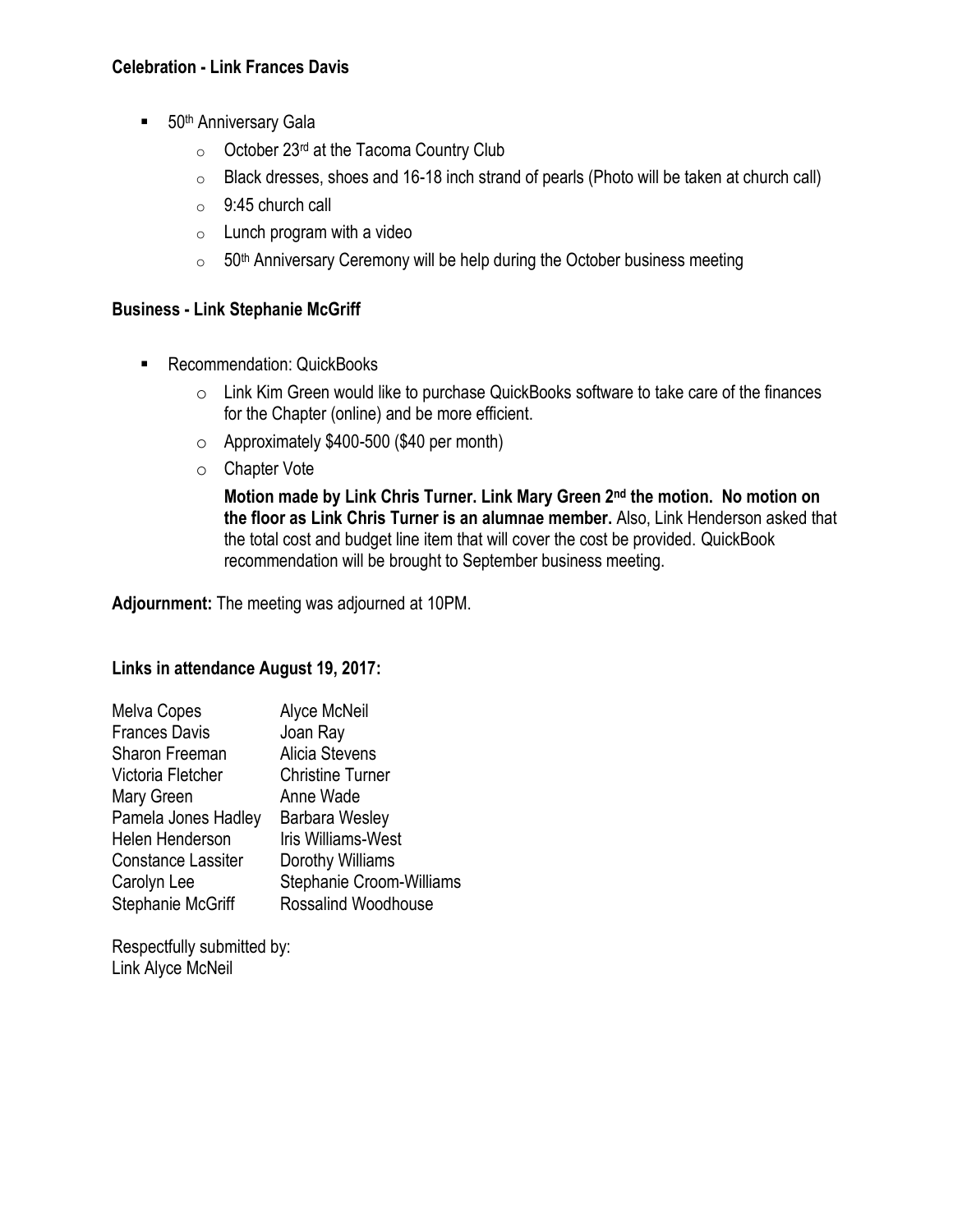**Celebration - Link Frances Davis**

- 50th Anniversary Gala
  - October 23rd at the Tacoma Country Club
  - Black dresses, shoes and 16-18 inch strand of pearls (Photo will be taken at church call)
  - 9:45 church call
  - Lunch program with a video
  - 50th Anniversary Ceremony will be help during the October business meeting

**Business - Link Stephanie McGriff**

- Recommendation: QuickBooks
  - Link Kim Green would like to purchase QuickBooks software to take care of the finances for the Chapter (online) and be more efficient.
  - Approximately $400-500 ($40 per month)
  - Chapter Vote

    **Motion made by Link Chris Turner. Link Mary Green 2nd the motion. No motion on the floor as Link Chris Turner is an alumnae member.** Also, Link Henderson asked that the total cost and budget line item that will cover the cost be provided. QuickBook recommendation will be brought to September business meeting.

**Adjournment:** The meeting was adjourned at 10PM.

**Links in attendance August 19, 2017:**

| | |
|---|---|
| Melva Copes | Alyce McNeil |
| Frances Davis | Joan Ray |
| Sharon Freeman | Alicia Stevens |
| Victoria Fletcher | Christine Turner |
| Mary Green | Anne Wade |
| Pamela Jones Hadley | Barbara Wesley |
| Helen Henderson | Iris Williams-West |
| Constance Lassiter | Dorothy Williams |
| Carolyn Lee | Stephanie Croom-Williams |
| Stephanie McGriff | Rossalind Woodhouse |

Respectfully submitted by:
Link Alyce McNeil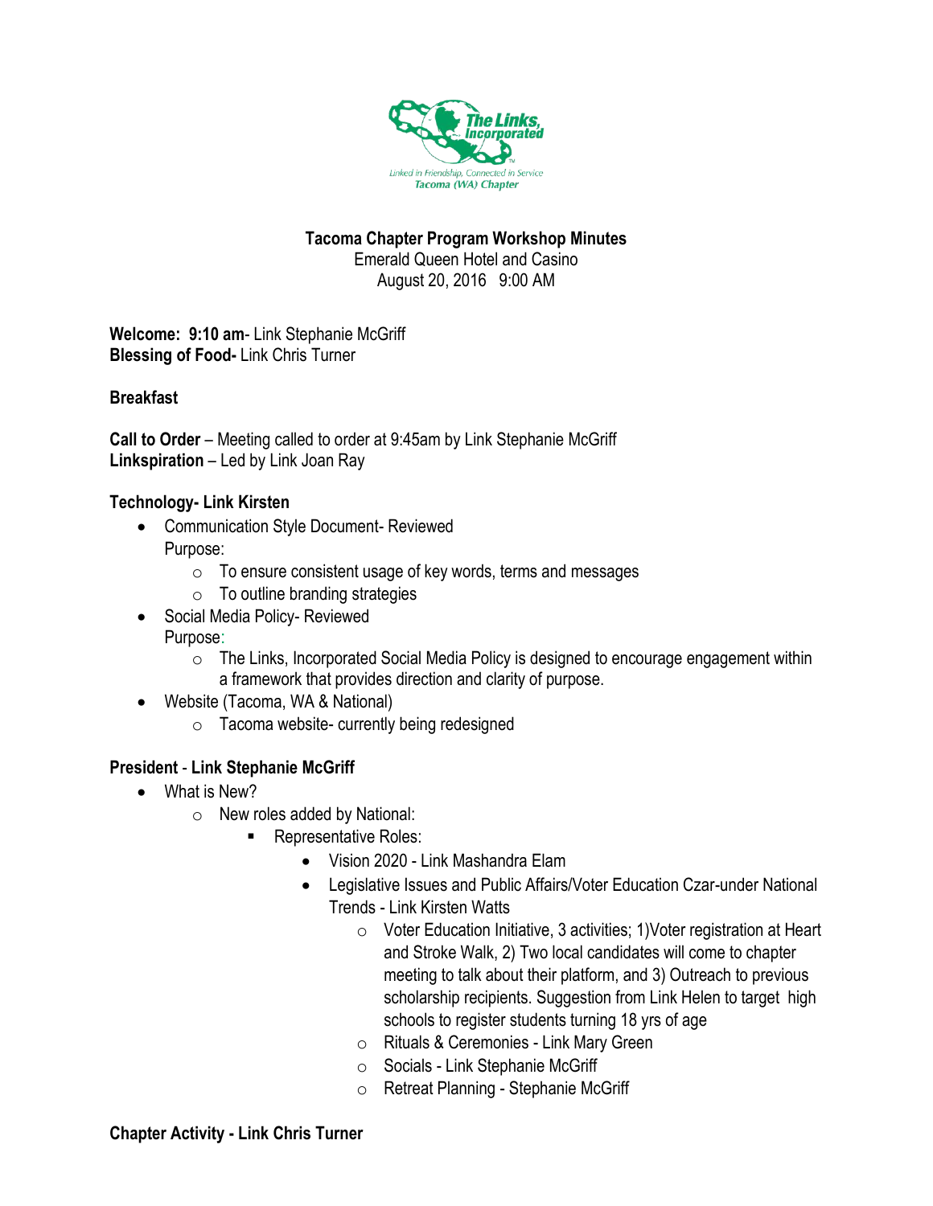The Links, Incorporated

Linked in Friendship, Connected in Service

Tacoma (WA) Chapter

**Tacoma Chapter Program Workshop Minutes**
Emerald Queen Hotel and Casino
August 20, 2016 9:00 AM

**Welcome: 9:10 am**- Link Stephanie McGriff
**Blessing of Food-** Link Chris Turner

**Breakfast**

**Call to Order** – Meeting called to order at 9:45am by Link Stephanie McGriff
**Linkspiration** – Led by Link Joan Ray

**Technology- Link Kirsten**

- Communication Style Document- Reviewed
  Purpose:
  - To ensure consistent usage of key words, terms and messages
  - To outline branding strategies
- Social Media Policy- Reviewed
  Purpose:
  - The Links, Incorporated Social Media Policy is designed to encourage engagement within a framework that provides direction and clarity of purpose.
- Website (Tacoma, WA & National)
  - Tacoma website- currently being redesigned

**President - Link Stephanie McGriff**

- What is New?
  - New roles added by National:
    - Representative Roles:
      - Vision 2020 - Link Mashandra Elam
      - Legislative Issues and Public Affairs/Voter Education Czar-under National Trends - Link Kirsten Watts
        - Voter Education Initiative, 3 activities; 1)Voter registration at Heart and Stroke Walk, 2) Two local candidates will come to chapter meeting to talk about their platform, and 3) Outreach to previous scholarship recipients. Suggestion from Link Helen to target high schools to register students turning 18 yrs of age
        - Rituals & Ceremonies - Link Mary Green
        - Socials - Link Stephanie McGriff
        - Retreat Planning - Stephanie McGriff

**Chapter Activity - Link Chris Turner**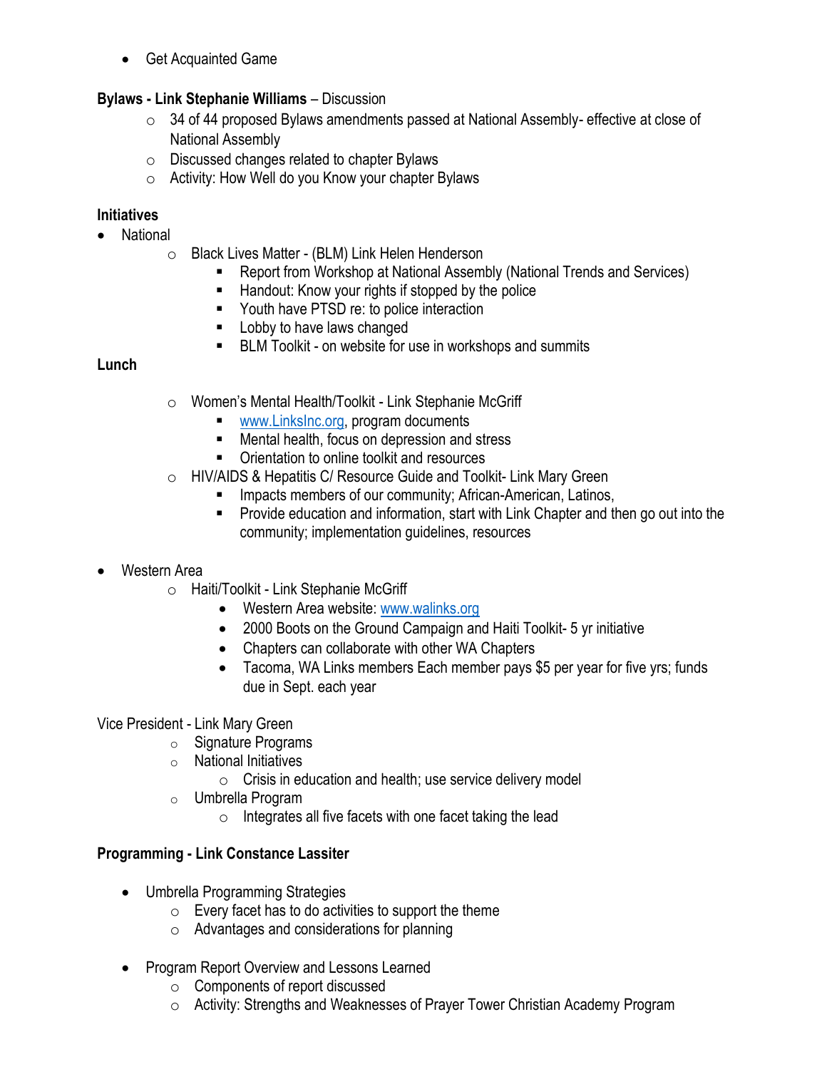- Get Acquainted Game

**Bylaws - Link Stephanie Williams** – Discussion

- 34 of 44 proposed Bylaws amendments passed at National Assembly- effective at close of National Assembly
- Discussed changes related to chapter Bylaws
- Activity: How Well do you Know your chapter Bylaws

**Initiatives**

- National
  - Black Lives Matter - (BLM) Link Helen Henderson
    - Report from Workshop at National Assembly (National Trends and Services)
    - Handout: Know your rights if stopped by the police
    - Youth have PTSD re: to police interaction
    - Lobby to have laws changed
    - BLM Toolkit - on website for use in workshops and summits

**Lunch**

- Women's Mental Health/Toolkit - Link Stephanie McGriff
  - [www.LinksInc.org](http://www.LinksInc.org), program documents
  - Mental health, focus on depression and stress
  - Orientation to online toolkit and resources
- HIV/AIDS & Hepatitis C/ Resource Guide and Toolkit- Link Mary Green
  - Impacts members of our community; African-American, Latinos,
  - Provide education and information, start with Link Chapter and then go out into the community; implementation guidelines, resources

- Western Area
  - Haiti/Toolkit - Link Stephanie McGriff
    - Western Area website: [www.walinks.org](http://www.walinks.org)
    - 2000 Boots on the Ground Campaign and Haiti Toolkit- 5 yr initiative
    - Chapters can collaborate with other WA Chapters
    - Tacoma, WA Links members Each member pays $5 per year for five yrs; funds due in Sept. each year

Vice President - Link Mary Green

- Signature Programs
- National Initiatives
  - Crisis in education and health; use service delivery model
- Umbrella Program
  - Integrates all five facets with one facet taking the lead

**Programming - Link Constance Lassiter**

- Umbrella Programming Strategies
  - Every facet has to do activities to support the theme
  - Advantages and considerations for planning

- Program Report Overview and Lessons Learned
  - Components of report discussed
  - Activity: Strengths and Weaknesses of Prayer Tower Christian Academy Program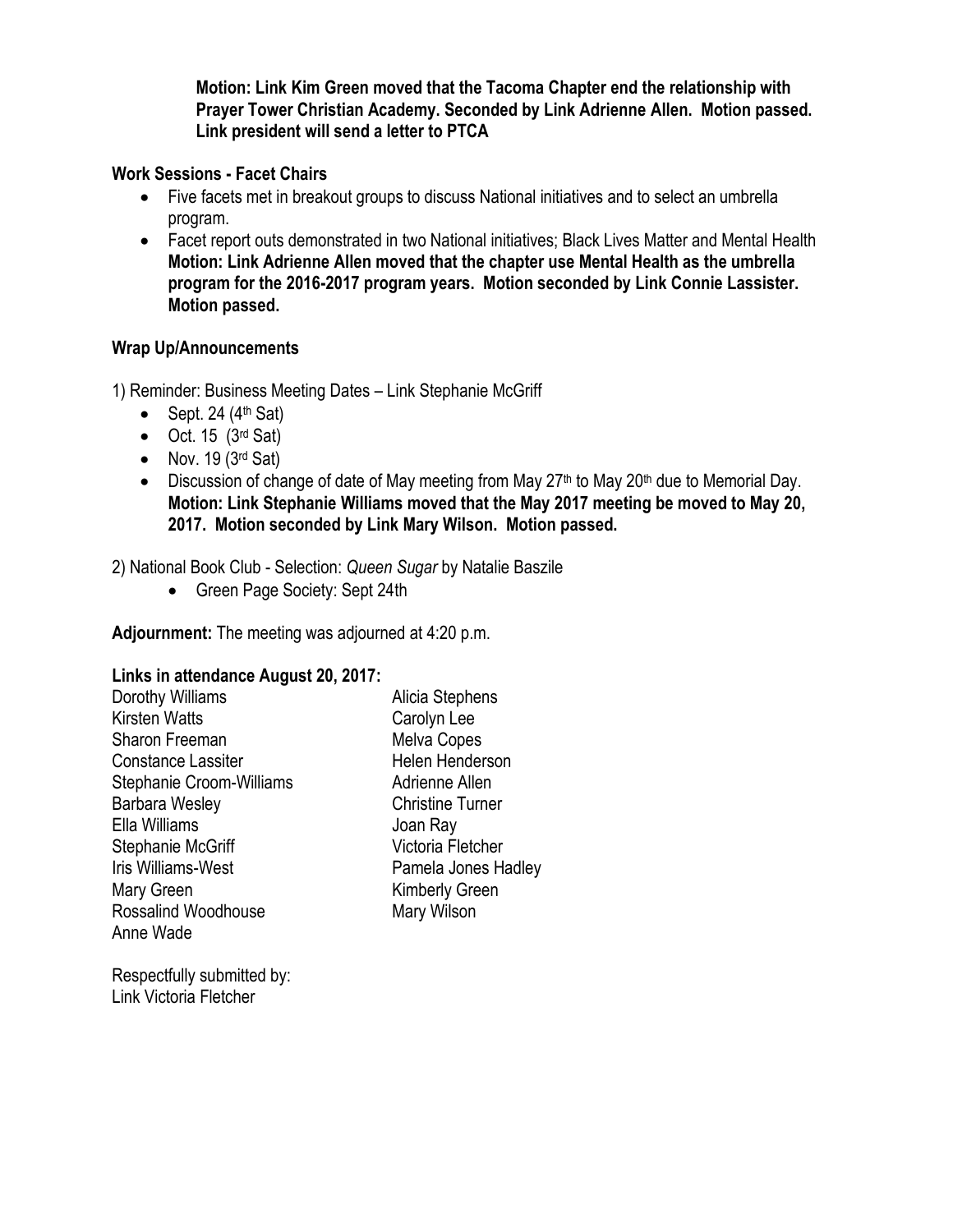**Motion: Link Kim Green moved that the Tacoma Chapter end the relationship with Prayer Tower Christian Academy. Seconded by Link Adrienne Allen. Motion passed. Link president will send a letter to PTCA**

**Work Sessions - Facet Chairs**

- Five facets met in breakout groups to discuss National initiatives and to select an umbrella program.
- Facet report outs demonstrated in two National initiatives; Black Lives Matter and Mental Health **Motion: Link Adrienne Allen moved that the chapter use Mental Health as the umbrella program for the 2016-2017 program years. Motion seconded by Link Connie Lassister. Motion passed.**

**Wrap Up/Announcements**

1) Reminder: Business Meeting Dates – Link Stephanie McGriff

- Sept. 24 (4th Sat)
- Oct. 15 (3rd Sat)
- Nov. 19 (3rd Sat)
- Discussion of change of date of May meeting from May 27th to May 20th due to Memorial Day. **Motion: Link Stephanie Williams moved that the May 2017 meeting be moved to May 20, 2017. Motion seconded by Link Mary Wilson. Motion passed.**

2) National Book Club - Selection: *Queen Sugar* by Natalie Baszile

- Green Page Society: Sept 24th

**Adjournment:** The meeting was adjourned at 4:20 p.m.

**Links in attendance August 20, 2017:**

Dorothy Williams
Kirsten Watts
Sharon Freeman
Constance Lassiter
Stephanie Croom-Williams
Barbara Wesley
Ella Williams
Stephanie McGriff
Iris Williams-West
Mary Green
Rossalind Woodhouse
Anne Wade
Alicia Stephens
Carolyn Lee
Melva Copes
Helen Henderson
Adrienne Allen
Christine Turner
Joan Ray
Victoria Fletcher
Pamela Jones Hadley
Kimberly Green
Mary Wilson

Respectfully submitted by:
Link Victoria Fletcher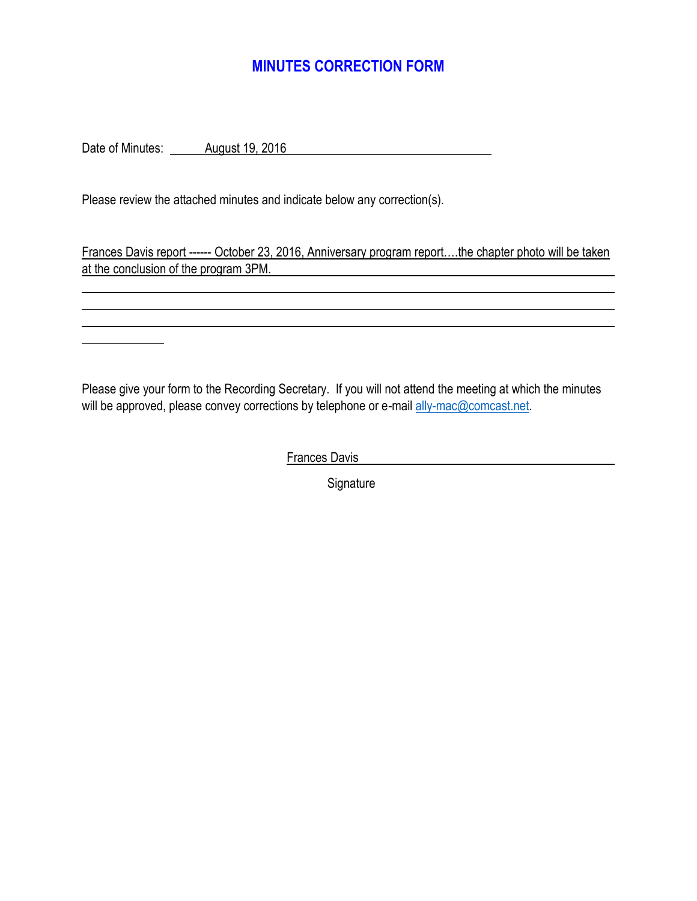# MINUTES CORRECTION FORM

Date of Minutes: August 19, 2016

Please review the attached minutes and indicate below any correction(s).

Frances Davis report ------ October 23, 2016, Anniversary program report….the chapter photo will be taken at the conclusion of the program 3PM.

Please give your form to the Recording Secretary. If you will not attend the meeting at which the minutes will be approved, please convey corrections by telephone or e-mail ally-mac@comcast.net.

Frances Davis

Signature